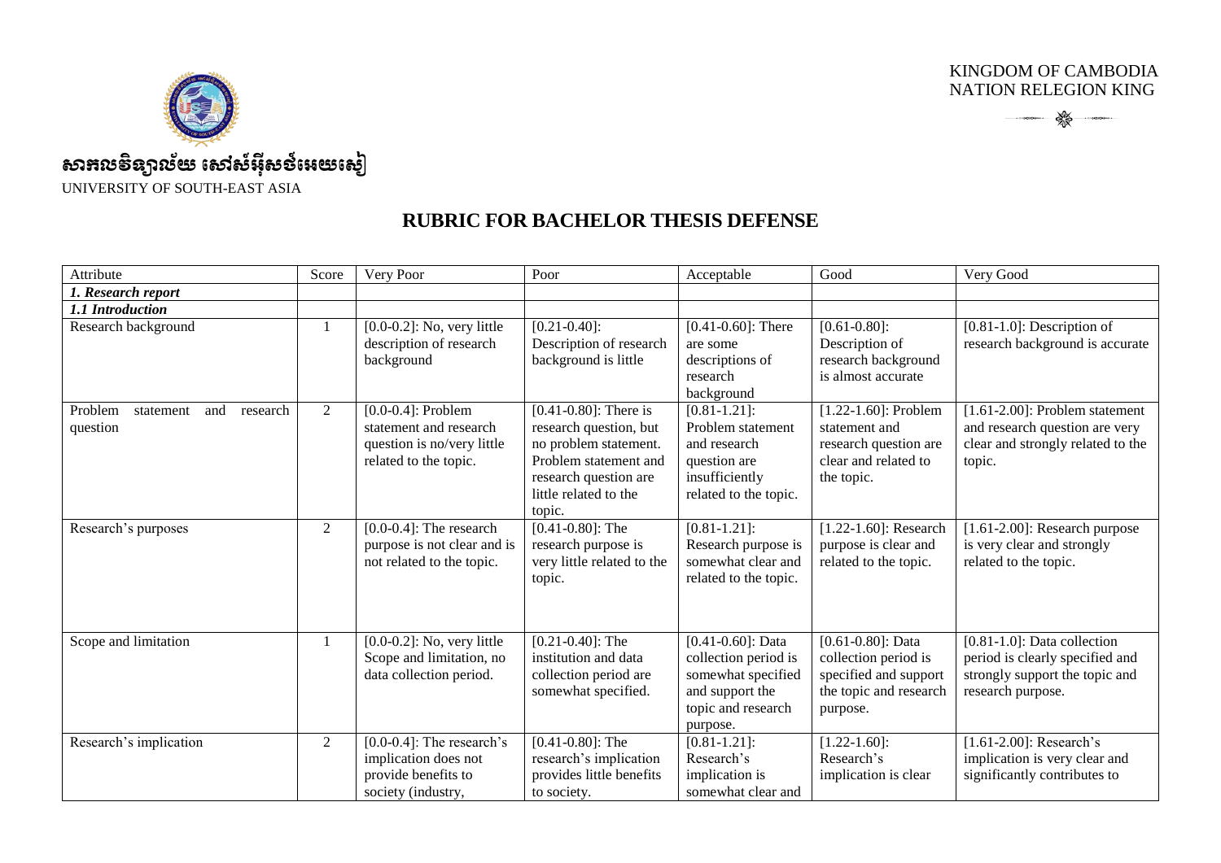KINGDOM OF CAMBODIA
NATION RELEGION KING

សាកលវិទ្យាល័យ សៅស៍អ៊ីសថ៍អេយសៀ

UNIVERSITY OF SOUTH-EAST ASIA

# RUBRIC FOR BACHELOR THESIS DEFENSE

| Attribute | Score | Very Poor | Poor | Acceptable | Good | Very Good |
|---|---|---|---|---|---|---|
| ***1. Research report*** | | | | | | |
| ***1.1 Introduction*** | | | | | | |
| Research background | 1 | [0.0-0.2]: No, very little description of research background | [0.21-0.40]: Description of research background is little | [0.41-0.60]: There are some descriptions of research background | [0.61-0.80]: Description of research background is almost accurate | [0.81-1.0]: Description of research background is accurate |
| Problem statement and research question | 2 | [0.0-0.4]: Problem statement and research question is no/very little related to the topic. | [0.41-0.80]: There is research question, but no problem statement. Problem statement and research question are little related to the topic. | [0.81-1.21]: Problem statement and research question are insufficiently related to the topic. | [1.22-1.60]: Problem statement and research question are clear and related to the topic. | [1.61-2.00]: Problem statement and research question are very clear and strongly related to the topic. |
| Research's purposes | 2 | [0.0-0.4]: The research purpose is not clear and is not related to the topic. | [0.41-0.80]: The research purpose is very little related to the topic. | [0.81-1.21]: Research purpose is somewhat clear and related to the topic. | [1.22-1.60]: Research purpose is clear and related to the topic. | [1.61-2.00]: Research purpose is very clear and strongly related to the topic. |
| Scope and limitation | 1 | [0.0-0.2]: No, very little Scope and limitation, no data collection period. | [0.21-0.40]: The institution and data collection period are somewhat specified. | [0.41-0.60]: Data collection period is somewhat specified and support the topic and research purpose. | [0.61-0.80]: Data collection period is specified and support the topic and research purpose. | [0.81-1.0]: Data collection period is clearly specified and strongly support the topic and research purpose. |
| Research's implication | 2 | [0.0-0.4]: The research's implication does not provide benefits to society (industry, | [0.41-0.80]: The research's implication provides little benefits to society. | [0.81-1.21]: Research's implication is somewhat clear and | [1.22-1.60]: Research's implication is clear | [1.61-2.00]: Research's implication is very clear and significantly contributes to |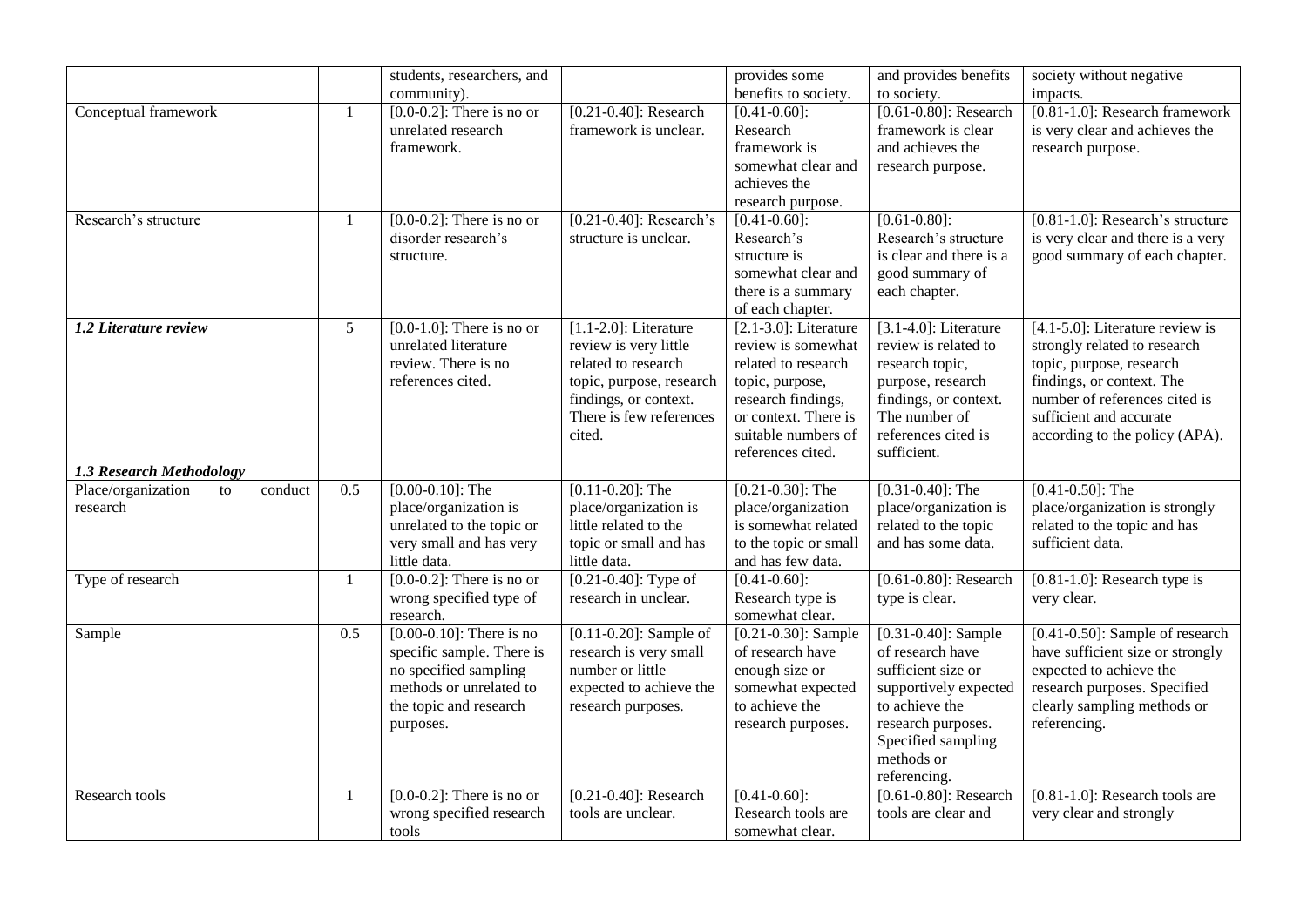| | | | | | | |
|---|---|---|---|---|---|---|
| | | students, researchers, and community). | | provides some benefits to society. | and provides benefits to society. | society without negative impacts. |
| Conceptual framework | 1 | [0.0-0.2]: There is no or unrelated research framework. | [0.21-0.40]: Research framework is unclear. | [0.41-0.60]: Research framework is somewhat clear and achieves the research purpose. | [0.61-0.80]: Research framework is clear and achieves the research purpose. | [0.81-1.0]: Research framework is very clear and achieves the research purpose. |
| Research's structure | 1 | [0.0-0.2]: There is no or disorder research's structure. | [0.21-0.40]: Research's structure is unclear. | [0.41-0.60]: Research's structure is somewhat clear and there is a summary of each chapter. | [0.61-0.80]: Research's structure is clear and there is a good summary of each chapter. | [0.81-1.0]: Research's structure is very clear and there is a very good summary of each chapter. |
| ***1.2 Literature review*** | 5 | [0.0-1.0]: There is no or unrelated literature review. There is no references cited. | [1.1-2.0]: Literature review is very little related to research topic, purpose, research findings, or context. There is few references cited. | [2.1-3.0]: Literature review is somewhat related to research topic, purpose, research findings, or context. There is suitable numbers of references cited. | [3.1-4.0]: Literature review is related to research topic, purpose, research findings, or context. The number of references cited is sufficient. | [4.1-5.0]: Literature review is strongly related to research topic, purpose, research findings, or context. The number of references cited is sufficient and accurate according to the policy (APA). |
| ***1.3 Research Methodology*** | | | | | | |
| Place/organization to conduct research | 0.5 | [0.00-0.10]: The place/organization is unrelated to the topic or very small and has very little data. | [0.11-0.20]: The place/organization is little related to the topic or small and has little data. | [0.21-0.30]: The place/organization is somewhat related to the topic or small and has few data. | [0.31-0.40]: The place/organization is related to the topic and has some data. | [0.41-0.50]: The place/organization is strongly related to the topic and has sufficient data. |
| Type of research | 1 | [0.0-0.2]: There is no or wrong specified type of research. | [0.21-0.40]: Type of research in unclear. | [0.41-0.60]: Research type is somewhat clear. | [0.61-0.80]: Research type is clear. | [0.81-1.0]: Research type is very clear. |
| Sample | 0.5 | [0.00-0.10]: There is no specific sample. There is no specified sampling methods or unrelated to the topic and research purposes. | [0.11-0.20]: Sample of research is very small number or little expected to achieve the research purposes. | [0.21-0.30]: Sample of research have enough size or somewhat expected to achieve the research purposes. | [0.31-0.40]: Sample of research have sufficient size or supportively expected to achieve the research purposes. Specified sampling methods or referencing. | [0.41-0.50]: Sample of research have sufficient size or strongly expected to achieve the research purposes. Specified clearly sampling methods or referencing. |
| Research tools | 1 | [0.0-0.2]: There is no or wrong specified research tools | [0.21-0.40]: Research tools are unclear. | [0.41-0.60]: Research tools are somewhat clear. | [0.61-0.80]: Research tools are clear and | [0.81-1.0]: Research tools are very clear and strongly |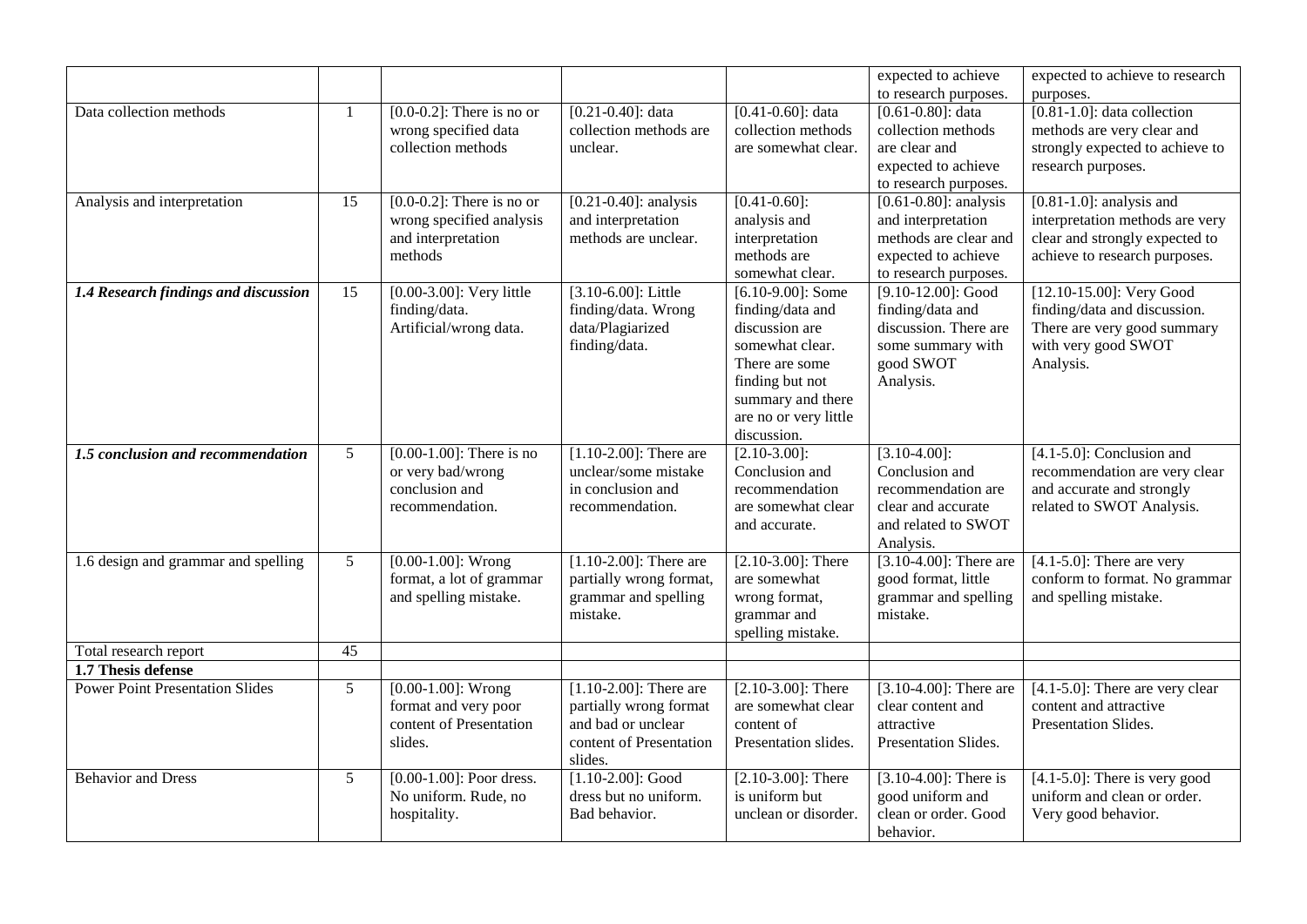| | | | | | | |
|---|---|---|---|---|---|---|
| | | | | | expected to achieve to research purposes. | expected to achieve to research purposes. |
| Data collection methods | 1 | [0.0-0.2]: There is no or wrong specified data collection methods | [0.21-0.40]: data collection methods are unclear. | [0.41-0.60]: data collection methods are somewhat clear. | [0.61-0.80]: data collection methods are clear and expected to achieve to research purposes. | [0.81-1.0]: data collection methods are very clear and strongly expected to achieve to research purposes. |
| Analysis and interpretation | 15 | [0.0-0.2]: There is no or wrong specified analysis and interpretation methods | [0.21-0.40]: analysis and interpretation methods are unclear. | [0.41-0.60]: analysis and interpretation methods are somewhat clear. | [0.61-0.80]: analysis and interpretation methods are clear and expected to achieve to research purposes. | [0.81-1.0]: analysis and interpretation methods are very clear and strongly expected to achieve to research purposes. |
| ***1.4 Research findings and discussion*** | 15 | [0.00-3.00]: Very little finding/data. Artificial/wrong data. | [3.10-6.00]: Little finding/data. Wrong data/Plagiarized finding/data. | [6.10-9.00]: Some finding/data and discussion are somewhat clear. There are some finding but not summary and there are no or very little discussion. | [9.10-12.00]: Good finding/data and discussion. There are some summary with good SWOT Analysis. | [12.10-15.00]: Very Good finding/data and discussion. There are very good summary with very good SWOT Analysis. |
| ***1.5 conclusion and recommendation*** | 5 | [0.00-1.00]: There is no or very bad/wrong conclusion and recommendation. | [1.10-2.00]: There are unclear/some mistake in conclusion and recommendation. | [2.10-3.00]: Conclusion and recommendation are somewhat clear and accurate. | [3.10-4.00]: Conclusion and recommendation are clear and accurate and related to SWOT Analysis. | [4.1-5.0]: Conclusion and recommendation are very clear and accurate and strongly related to SWOT Analysis. |
| 1.6 design and grammar and spelling | 5 | [0.00-1.00]: Wrong format, a lot of grammar and spelling mistake. | [1.10-2.00]: There are partially wrong format, grammar and spelling mistake. | [2.10-3.00]: There are somewhat wrong format, grammar and spelling mistake. | [3.10-4.00]: There are good format, little grammar and spelling mistake. | [4.1-5.0]: There are very conform to format. No grammar and spelling mistake. |
| Total research report | 45 | | | | | |
| **1.7 Thesis defense** | | | | | | |
| Power Point Presentation Slides | 5 | [0.00-1.00]: Wrong format and very poor content of Presentation slides. | [1.10-2.00]: There are partially wrong format and bad or unclear content of Presentation slides. | [2.10-3.00]: There are somewhat clear content of Presentation slides. | [3.10-4.00]: There are clear content and attractive Presentation Slides. | [4.1-5.0]: There are very clear content and attractive Presentation Slides. |
| Behavior and Dress | 5 | [0.00-1.00]: Poor dress. No uniform. Rude, no hospitality. | [1.10-2.00]: Good dress but no uniform. Bad behavior. | [2.10-3.00]: There is uniform but unclean or disorder. | [3.10-4.00]: There is good uniform and clean or order. Good behavior. | [4.1-5.0]: There is very good uniform and clean or order. Very good behavior. |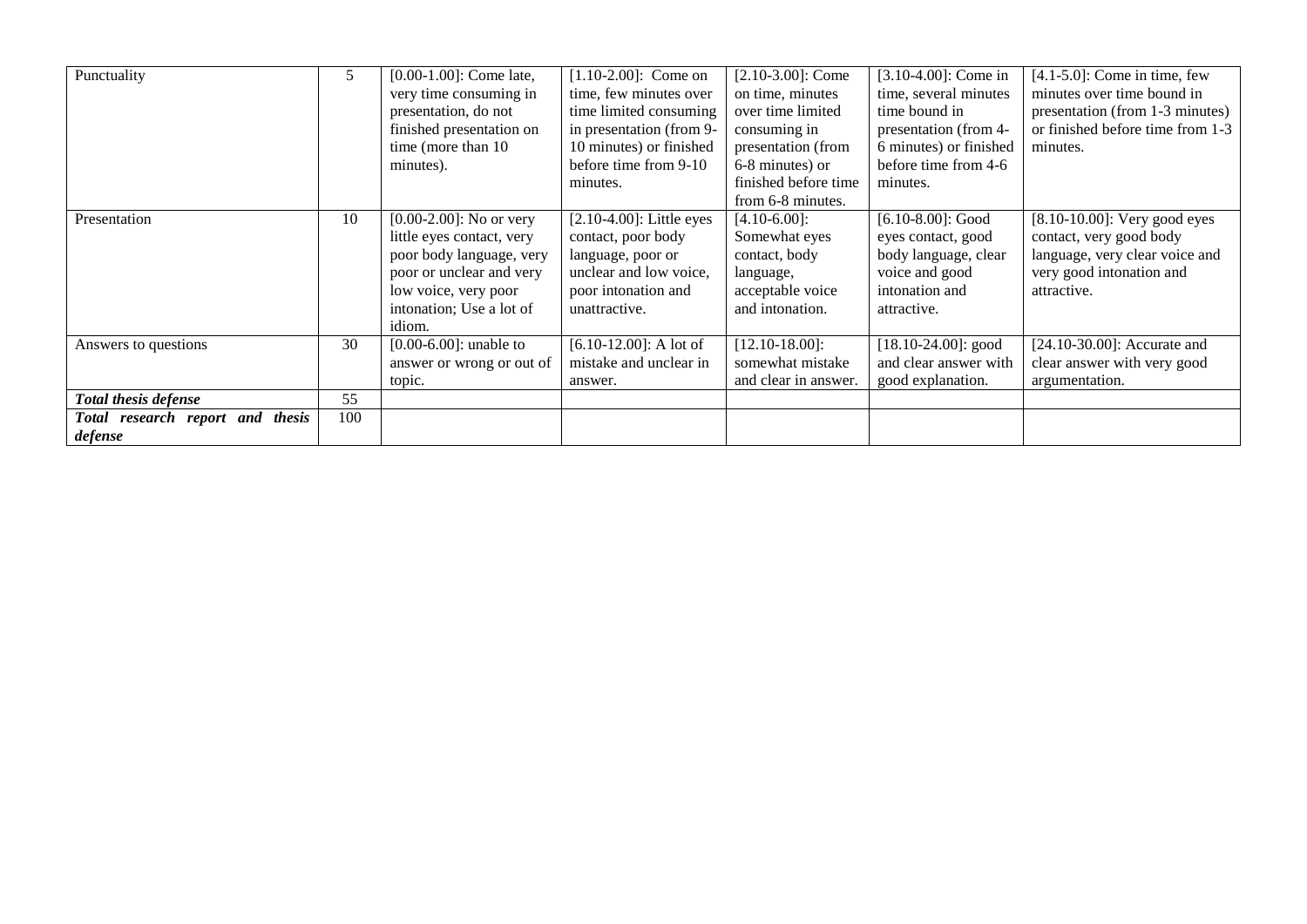| | | | | | | |
|---|---|---|---|---|---|---|
| Punctuality | 5 | [0.00-1.00]: Come late, very time consuming in presentation, do not finished presentation on time (more than 10 minutes). | [1.10-2.00]: Come on time, few minutes over time limited consuming in presentation (from 9-10 minutes) or finished before time from 9-10 minutes. | [2.10-3.00]: Come on time, minutes over time limited consuming in presentation (from 6-8 minutes) or finished before time from 6-8 minutes. | [3.10-4.00]: Come in time, several minutes time bound in presentation (from 4-6 minutes) or finished before time from 4-6 minutes. | [4.1-5.0]: Come in time, few minutes over time bound in presentation (from 1-3 minutes) or finished before time from 1-3 minutes. |
| Presentation | 10 | [0.00-2.00]: No or very little eyes contact, very poor body language, very poor or unclear and very low voice, very poor intonation; Use a lot of idiom. | [2.10-4.00]: Little eyes contact, poor body language, poor or unclear and low voice, poor intonation and unattractive. | [4.10-6.00]: Somewhat eyes contact, body language, acceptable voice and intonation. | [6.10-8.00]: Good eyes contact, good body language, clear voice and good intonation and attractive. | [8.10-10.00]: Very good eyes contact, very good body language, very clear voice and very good intonation and attractive. |
| Answers to questions | 30 | [0.00-6.00]: unable to answer or wrong or out of topic. | [6.10-12.00]: A lot of mistake and unclear in answer. | [12.10-18.00]: somewhat mistake and clear in answer. | [18.10-24.00]: good and clear answer with good explanation. | [24.10-30.00]: Accurate and clear answer with very good argumentation. |
| ***Total thesis defense*** | 55 | | | | | |
| ***Total research report and thesis defense*** | 100 | | | | | |